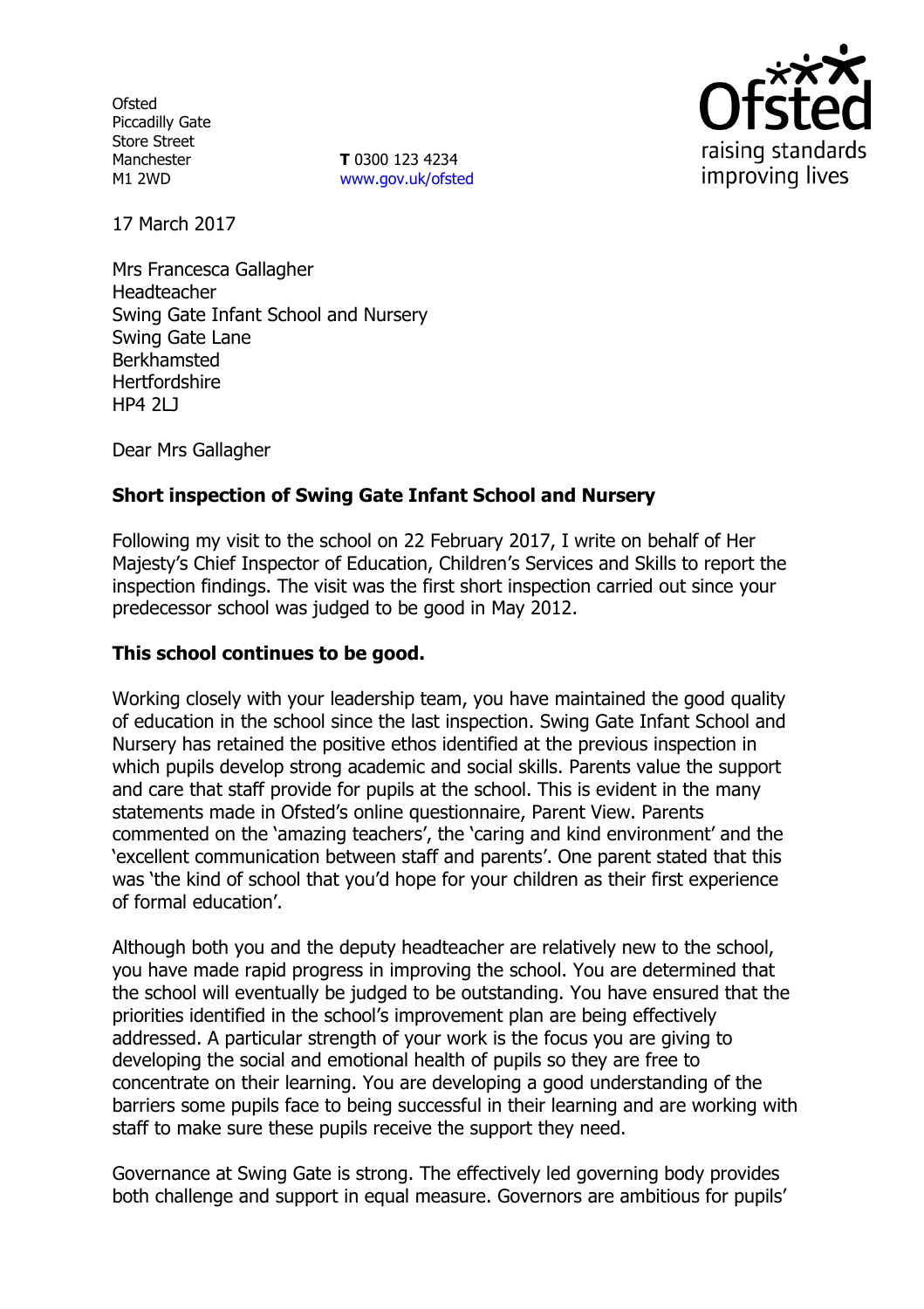Ofsted
Piccadilly Gate
Store Street
Manchester
M1 2WD

**T** 0300 123 4234
www.gov.uk/ofsted

17 March 2017

Mrs Francesca Gallagher
Headteacher
Swing Gate Infant School and Nursery
Swing Gate Lane
Berkhamsted
Hertfordshire
HP4 2LJ

Dear Mrs Gallagher

**Short inspection of Swing Gate Infant School and Nursery**

Following my visit to the school on 22 February 2017, I write on behalf of Her Majesty's Chief Inspector of Education, Children's Services and Skills to report the inspection findings. The visit was the first short inspection carried out since your predecessor school was judged to be good in May 2012.

**This school continues to be good.**

Working closely with your leadership team, you have maintained the good quality of education in the school since the last inspection. Swing Gate Infant School and Nursery has retained the positive ethos identified at the previous inspection in which pupils develop strong academic and social skills. Parents value the support and care that staff provide for pupils at the school. This is evident in the many statements made in Ofsted's online questionnaire, Parent View. Parents commented on the 'amazing teachers', the 'caring and kind environment' and the 'excellent communication between staff and parents'. One parent stated that this was 'the kind of school that you'd hope for your children as their first experience of formal education'.

Although both you and the deputy headteacher are relatively new to the school, you have made rapid progress in improving the school. You are determined that the school will eventually be judged to be outstanding. You have ensured that the priorities identified in the school's improvement plan are being effectively addressed. A particular strength of your work is the focus you are giving to developing the social and emotional health of pupils so they are free to concentrate on their learning. You are developing a good understanding of the barriers some pupils face to being successful in their learning and are working with staff to make sure these pupils receive the support they need.

Governance at Swing Gate is strong. The effectively led governing body provides both challenge and support in equal measure. Governors are ambitious for pupils'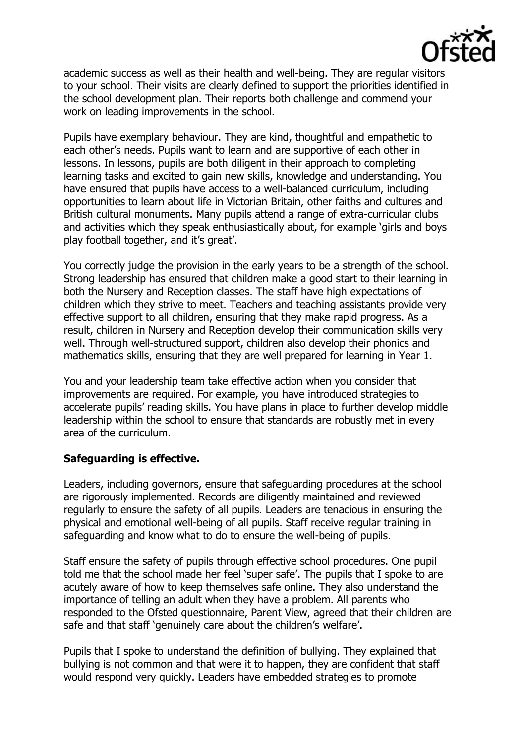academic success as well as their health and well-being. They are regular visitors to your school. Their visits are clearly defined to support the priorities identified in the school development plan. Their reports both challenge and commend your work on leading improvements in the school.

Pupils have exemplary behaviour. They are kind, thoughtful and empathetic to each other's needs. Pupils want to learn and are supportive of each other in lessons. In lessons, pupils are both diligent in their approach to completing learning tasks and excited to gain new skills, knowledge and understanding. You have ensured that pupils have access to a well-balanced curriculum, including opportunities to learn about life in Victorian Britain, other faiths and cultures and British cultural monuments. Many pupils attend a range of extra-curricular clubs and activities which they speak enthusiastically about, for example 'girls and boys play football together, and it's great'.

You correctly judge the provision in the early years to be a strength of the school. Strong leadership has ensured that children make a good start to their learning in both the Nursery and Reception classes. The staff have high expectations of children which they strive to meet. Teachers and teaching assistants provide very effective support to all children, ensuring that they make rapid progress. As a result, children in Nursery and Reception develop their communication skills very well. Through well-structured support, children also develop their phonics and mathematics skills, ensuring that they are well prepared for learning in Year 1.

You and your leadership team take effective action when you consider that improvements are required. For example, you have introduced strategies to accelerate pupils' reading skills. You have plans in place to further develop middle leadership within the school to ensure that standards are robustly met in every area of the curriculum.

**Safeguarding is effective.**

Leaders, including governors, ensure that safeguarding procedures at the school are rigorously implemented. Records are diligently maintained and reviewed regularly to ensure the safety of all pupils. Leaders are tenacious in ensuring the physical and emotional well-being of all pupils. Staff receive regular training in safeguarding and know what to do to ensure the well-being of pupils.

Staff ensure the safety of pupils through effective school procedures. One pupil told me that the school made her feel 'super safe'. The pupils that I spoke to are acutely aware of how to keep themselves safe online. They also understand the importance of telling an adult when they have a problem. All parents who responded to the Ofsted questionnaire, Parent View, agreed that their children are safe and that staff 'genuinely care about the children's welfare'.

Pupils that I spoke to understand the definition of bullying. They explained that bullying is not common and that were it to happen, they are confident that staff would respond very quickly. Leaders have embedded strategies to promote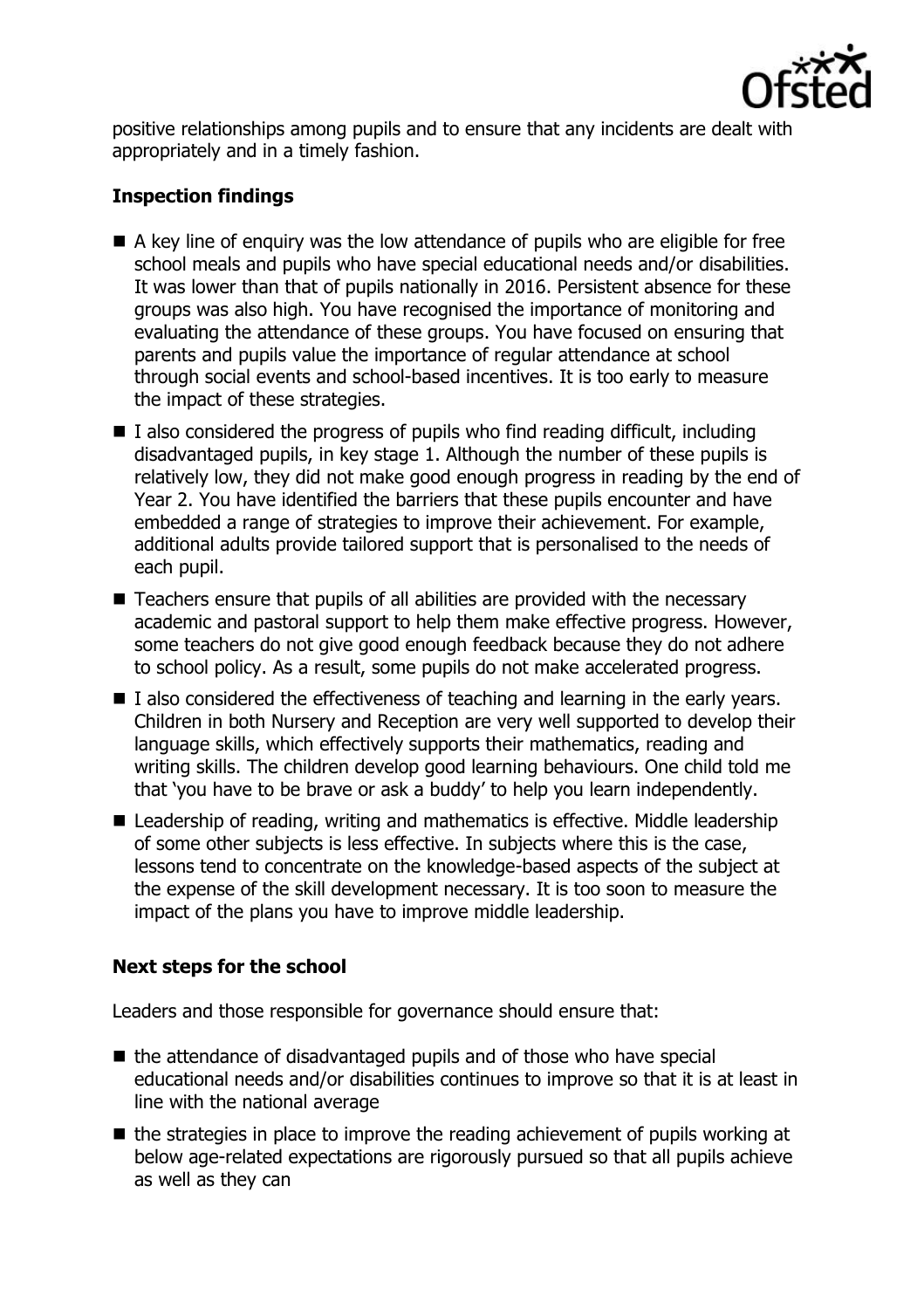positive relationships among pupils and to ensure that any incidents are dealt with appropriately and in a timely fashion.

## Inspection findings

- A key line of enquiry was the low attendance of pupils who are eligible for free school meals and pupils who have special educational needs and/or disabilities. It was lower than that of pupils nationally in 2016. Persistent absence for these groups was also high. You have recognised the importance of monitoring and evaluating the attendance of these groups. You have focused on ensuring that parents and pupils value the importance of regular attendance at school through social events and school-based incentives. It is too early to measure the impact of these strategies.
- I also considered the progress of pupils who find reading difficult, including disadvantaged pupils, in key stage 1. Although the number of these pupils is relatively low, they did not make good enough progress in reading by the end of Year 2. You have identified the barriers that these pupils encounter and have embedded a range of strategies to improve their achievement. For example, additional adults provide tailored support that is personalised to the needs of each pupil.
- Teachers ensure that pupils of all abilities are provided with the necessary academic and pastoral support to help them make effective progress. However, some teachers do not give good enough feedback because they do not adhere to school policy. As a result, some pupils do not make accelerated progress.
- I also considered the effectiveness of teaching and learning in the early years. Children in both Nursery and Reception are very well supported to develop their language skills, which effectively supports their mathematics, reading and writing skills. The children develop good learning behaviours. One child told me that 'you have to be brave or ask a buddy' to help you learn independently.
- Leadership of reading, writing and mathematics is effective. Middle leadership of some other subjects is less effective. In subjects where this is the case, lessons tend to concentrate on the knowledge-based aspects of the subject at the expense of the skill development necessary. It is too soon to measure the impact of the plans you have to improve middle leadership.

## Next steps for the school

Leaders and those responsible for governance should ensure that:

- the attendance of disadvantaged pupils and of those who have special educational needs and/or disabilities continues to improve so that it is at least in line with the national average
- the strategies in place to improve the reading achievement of pupils working at below age-related expectations are rigorously pursued so that all pupils achieve as well as they can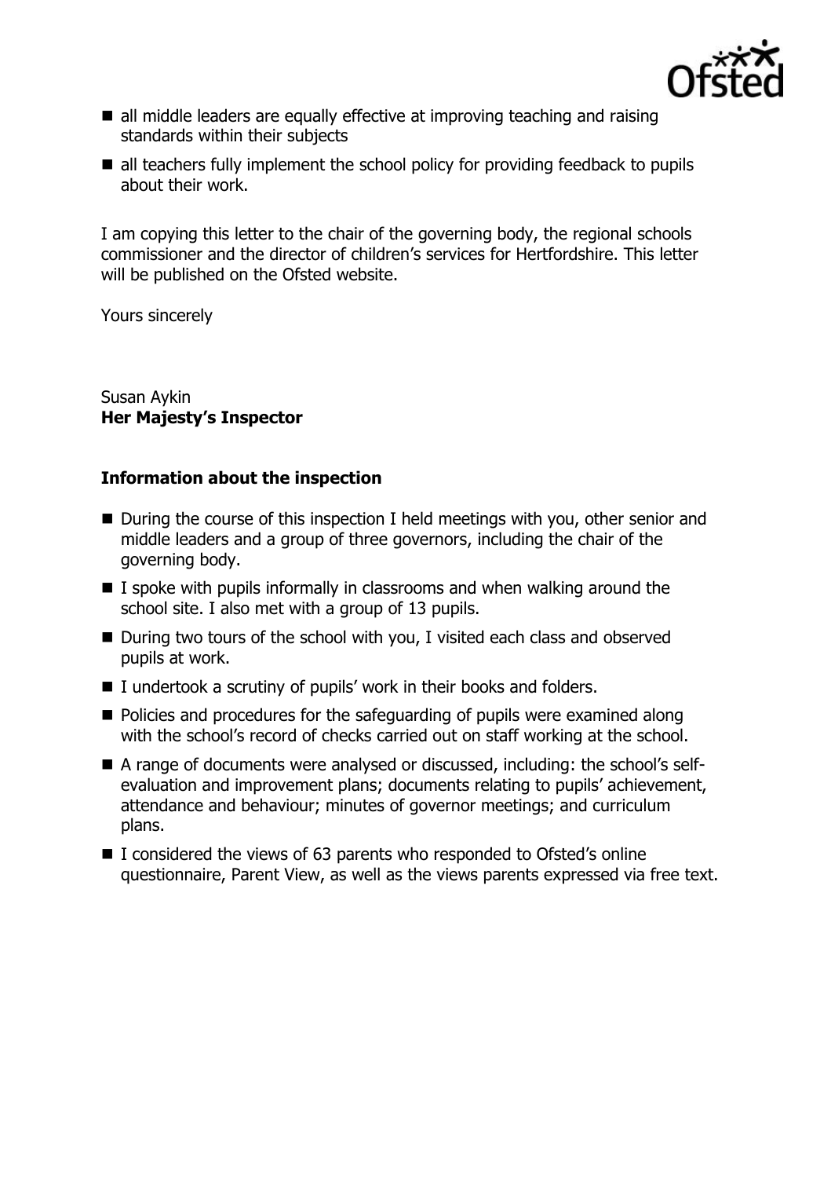- all middle leaders are equally effective at improving teaching and raising standards within their subjects
- all teachers fully implement the school policy for providing feedback to pupils about their work.

I am copying this letter to the chair of the governing body, the regional schools commissioner and the director of children's services for Hertfordshire. This letter will be published on the Ofsted website.

Yours sincerely

Susan Aykin
**Her Majesty's Inspector**

### Information about the inspection

- During the course of this inspection I held meetings with you, other senior and middle leaders and a group of three governors, including the chair of the governing body.
- I spoke with pupils informally in classrooms and when walking around the school site. I also met with a group of 13 pupils.
- During two tours of the school with you, I visited each class and observed pupils at work.
- I undertook a scrutiny of pupils' work in their books and folders.
- Policies and procedures for the safeguarding of pupils were examined along with the school's record of checks carried out on staff working at the school.
- A range of documents were analysed or discussed, including: the school's self-evaluation and improvement plans; documents relating to pupils' achievement, attendance and behaviour; minutes of governor meetings; and curriculum plans.
- I considered the views of 63 parents who responded to Ofsted's online questionnaire, Parent View, as well as the views parents expressed via free text.